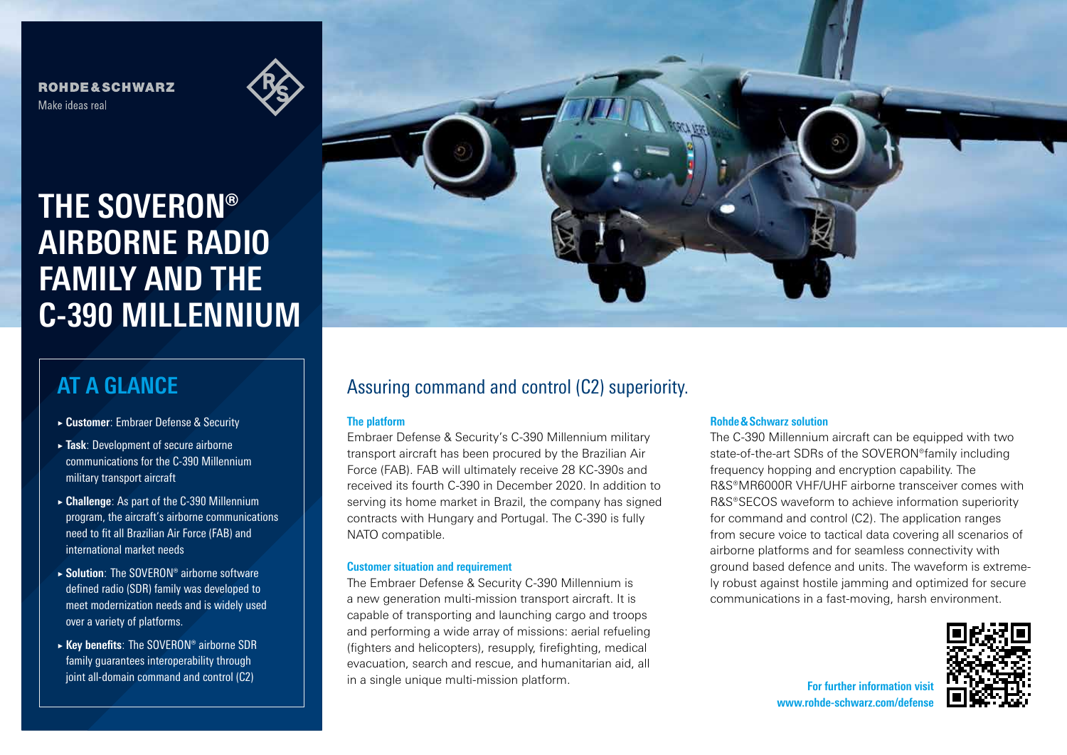ROHDE&SCHWARZ

Make ideas real

# THE SOVERON® AIRBORNE RADIO FAMILY AND THE C-390 MILLENNIUM

## AT A GLANCE

- **Customer**: Embraer Defense & Security
- **Task**: Development of secure airborne communications for the C-390 Millennium military transport aircraft
- **Challenge**: As part of the C-390 Millennium program, the aircraft's airborne communications need to fit all Brazilian Air Force (FAB) and international market needs
- **Solution**: The SOVERON® airborne software defined radio (SDR) family was developed to meet modernization needs and is widely used over a variety of platforms.
- **Key benefits**: The SOVERON® airborne SDR family guarantees interoperability through joint all-domain command and control (C2)

## Assuring command and control (C2) superiority.

### The platform

Embraer Defense & Security's C-390 Millennium military transport aircraft has been procured by the Brazilian Air Force (FAB). FAB will ultimately receive 28 KC-390s and received its fourth C-390 in December 2020. In addition to serving its home market in Brazil, the company has signed contracts with Hungary and Portugal. The C-390 is fully NATO compatible.

### Customer situation and requirement

The Embraer Defense & Security C-390 Millennium is a new generation multi-mission transport aircraft. It is capable of transporting and launching cargo and troops and performing a wide array of missions: aerial refueling (fighters and helicopters), resupply, firefighting, medical evacuation, search and rescue, and humanitarian aid, all in a single unique multi-mission platform.

### Rohde & Schwarz solution

The C-390 Millennium aircraft can be equipped with two state-of-the-art SDRs of the SOVERON® family including frequency hopping and encryption capability. The R&S®MR6000R VHF/UHF airborne transceiver comes with R&S®SECOS waveform to achieve information superiority for command and control (C2). The application ranges from secure voice to tactical data covering all scenarios of airborne platforms and for seamless connectivity with ground based defence and units. The waveform is extremely robust against hostile jamming and optimized for secure communications in a fast-moving, harsh environment.

**For further information visit www.rohde-schwarz.com/defense**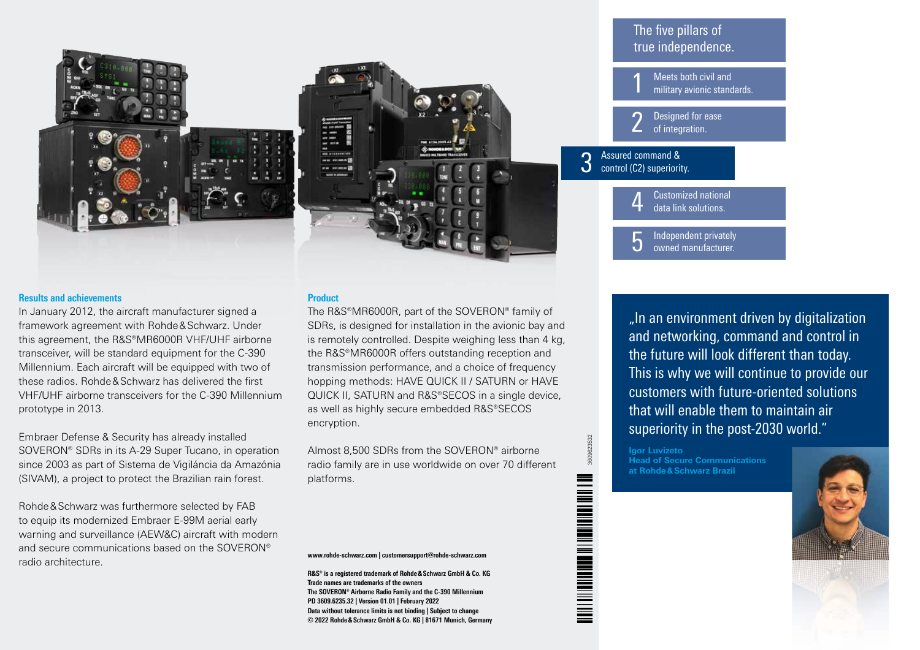## The five pillars of true independence.

1. Meets both civil and military avionic standards.
2. Designed for ease of integration.
3. Assured command & control (C2) superiority.
4. Customized national data link solutions.
5. Independent privately owned manufacturer.

### Results and achievements

In January 2012, the aircraft manufacturer signed a framework agreement with Rohde & Schwarz. Under this agreement, the R&S®MR6000R VHF/UHF airborne transceiver, will be standard equipment for the C-390 Millennium. Each aircraft will be equipped with two of these radios. Rohde & Schwarz has delivered the first VHF/UHF airborne transceivers for the C-390 Millennium prototype in 2013.

Embraer Defense & Security has already installed SOVERON® SDRs in its A-29 Super Tucano, in operation since 2003 as part of Sistema de Vigilância da Amazónia (SIVAM), a project to protect the Brazilian rain forest.

Rohde & Schwarz was furthermore selected by FAB to equip its modernized Embraer E-99M aerial early warning and surveillance (AEW&C) aircraft with modern and secure communications based on the SOVERON® radio architecture.

### Product

The R&S®MR6000R, part of the SOVERON® family of SDRs, is designed for installation in the avionic bay and is remotely controlled. Despite weighing less than 4 kg, the R&S®MR6000R offers outstanding reception and transmission performance, and a choice of frequency hopping methods: HAVE QUICK II / SATURN or HAVE QUICK II, SATURN and R&S®SECOS in a single device, as well as highly secure embedded R&S®SECOS encryption.

Almost 8,500 SDRs from the SOVERON® airborne radio family are in use worldwide on over 70 different platforms.

„In an environment driven by digitalization and networking, command and control in the future will look different than today. This is why we will continue to provide our customers with future-oriented solutions that will enable them to maintain air superiority in the post-2030 world."

**Igor Luvizeto**
**Head of Secure Communications at Rohde & Schwarz Brazil**

**www.rohde-schwarz.com | customersupport@rohde-schwarz.com**

**R&S® is a registered trademark of Rohde & Schwarz GmbH & Co. KG**
**Trade names are trademarks of the owners**
**The SOVERON® Airborne Radio Family and the C-390 Millennium**
**PD 3609.6235.32 | Version 01.01 | February 2022**
**Data without tolerance limits is not binding | Subject to change**
**© 2022 Rohde & Schwarz GmbH & Co. KG | 81671 Munich, Germany**

3609623532